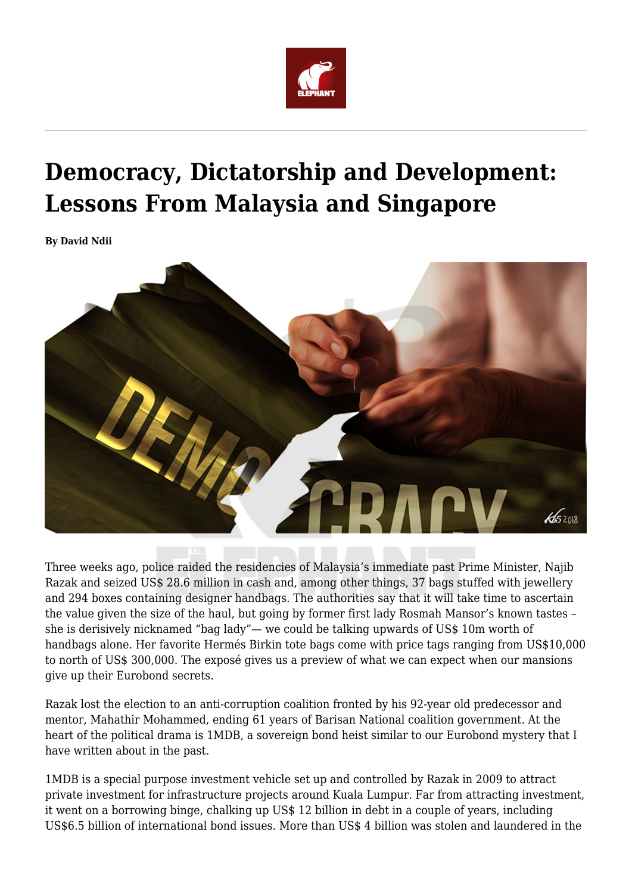# Democracy, Dictatorship and Development: Lessons From Malaysia and Singapore

**By David Ndii**

Three weeks ago, police raided the residencies of Malaysia's immediate past Prime Minister, Najib Razak and seized US$ 28.6 million in cash and, among other things, 37 bags stuffed with jewellery and 294 boxes containing designer handbags. The authorities say that it will take time to ascertain the value given the size of the haul, but going by former first lady Rosmah Mansor's known tastes – she is derisively nicknamed "bag lady"— we could be talking upwards of US$ 10m worth of handbags alone. Her favorite Hermés Birkin tote bags come with price tags ranging from US$10,000 to north of US$ 300,000. The exposé gives us a preview of what we can expect when our mansions give up their Eurobond secrets.

Razak lost the election to an anti-corruption coalition fronted by his 92-year old predecessor and mentor, Mahathir Mohammed, ending 61 years of Barisan National coalition government. At the heart of the political drama is 1MDB, a sovereign bond heist similar to our Eurobond mystery that I have written about in the past.

1MDB is a special purpose investment vehicle set up and controlled by Razak in 2009 to attract private investment for infrastructure projects around Kuala Lumpur. Far from attracting investment, it went on a borrowing binge, chalking up US$ 12 billion in debt in a couple of years, including US$6.5 billion of international bond issues. More than US$ 4 billion was stolen and laundered in the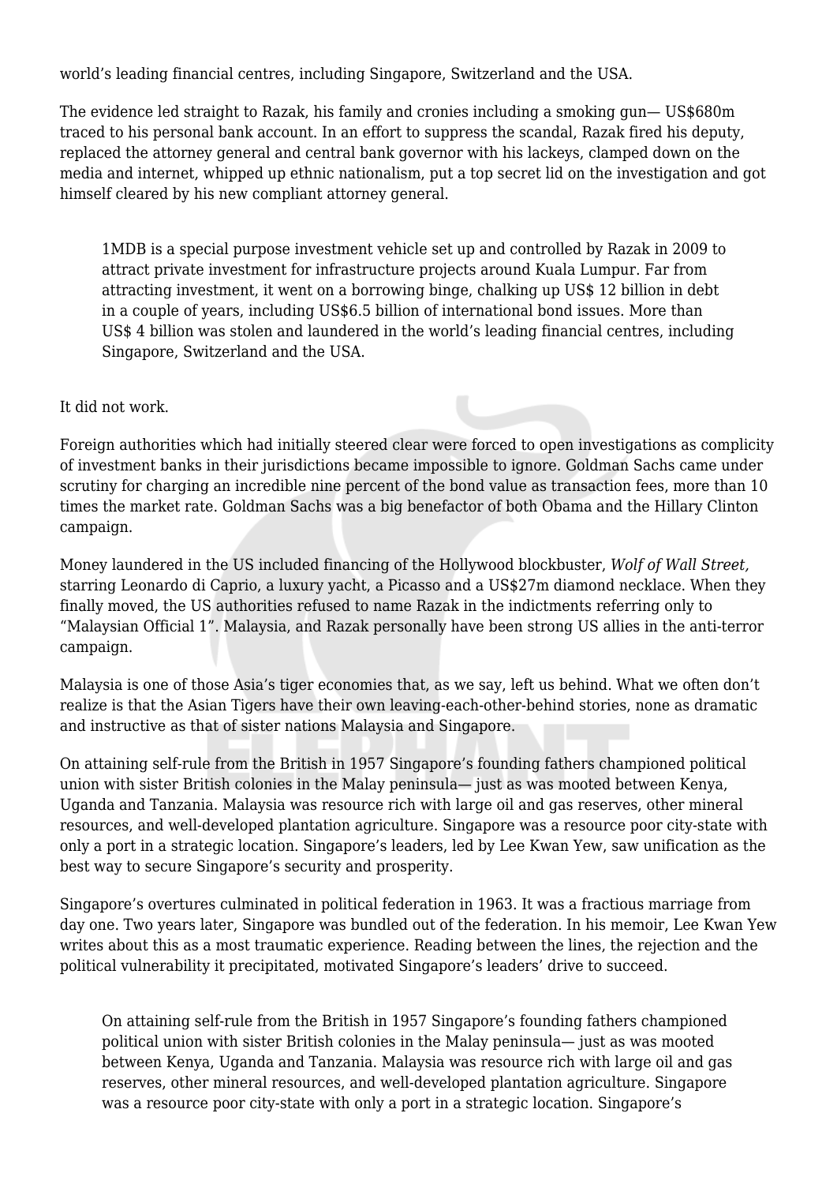world's leading financial centres, including Singapore, Switzerland and the USA.

The evidence led straight to Razak, his family and cronies including a smoking gun— US$680m traced to his personal bank account. In an effort to suppress the scandal, Razak fired his deputy, replaced the attorney general and central bank governor with his lackeys, clamped down on the media and internet, whipped up ethnic nationalism, put a top secret lid on the investigation and got himself cleared by his new compliant attorney general.

> 1MDB is a special purpose investment vehicle set up and controlled by Razak in 2009 to attract private investment for infrastructure projects around Kuala Lumpur. Far from attracting investment, it went on a borrowing binge, chalking up US$ 12 billion in debt in a couple of years, including US$6.5 billion of international bond issues. More than US$ 4 billion was stolen and laundered in the world's leading financial centres, including Singapore, Switzerland and the USA.

It did not work.

Foreign authorities which had initially steered clear were forced to open investigations as complicity of investment banks in their jurisdictions became impossible to ignore. Goldman Sachs came under scrutiny for charging an incredible nine percent of the bond value as transaction fees, more than 10 times the market rate. Goldman Sachs was a big benefactor of both Obama and the Hillary Clinton campaign.

Money laundered in the US included financing of the Hollywood blockbuster, *Wolf of Wall Street,* starring Leonardo di Caprio, a luxury yacht, a Picasso and a US$27m diamond necklace. When they finally moved, the US authorities refused to name Razak in the indictments referring only to "Malaysian Official 1". Malaysia, and Razak personally have been strong US allies in the anti-terror campaign.

Malaysia is one of those Asia's tiger economies that, as we say, left us behind. What we often don't realize is that the Asian Tigers have their own leaving-each-other-behind stories, none as dramatic and instructive as that of sister nations Malaysia and Singapore.

On attaining self-rule from the British in 1957 Singapore's founding fathers championed political union with sister British colonies in the Malay peninsula— just as was mooted between Kenya, Uganda and Tanzania. Malaysia was resource rich with large oil and gas reserves, other mineral resources, and well-developed plantation agriculture. Singapore was a resource poor city-state with only a port in a strategic location. Singapore's leaders, led by Lee Kwan Yew, saw unification as the best way to secure Singapore's security and prosperity.

Singapore's overtures culminated in political federation in 1963. It was a fractious marriage from day one. Two years later, Singapore was bundled out of the federation. In his memoir, Lee Kwan Yew writes about this as a most traumatic experience. Reading between the lines, the rejection and the political vulnerability it precipitated, motivated Singapore's leaders' drive to succeed.

> On attaining self-rule from the British in 1957 Singapore's founding fathers championed political union with sister British colonies in the Malay peninsula— just as was mooted between Kenya, Uganda and Tanzania. Malaysia was resource rich with large oil and gas reserves, other mineral resources, and well-developed plantation agriculture. Singapore was a resource poor city-state with only a port in a strategic location. Singapore's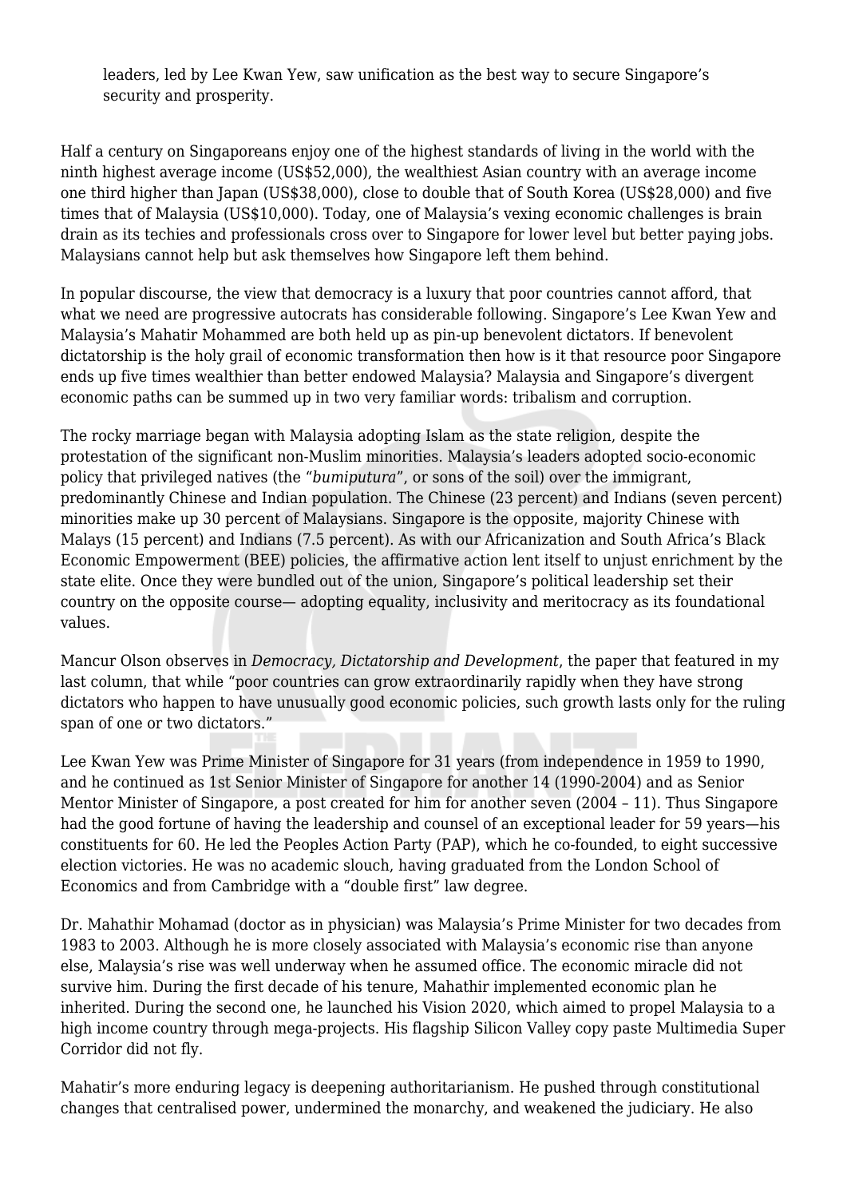leaders, led by Lee Kwan Yew, saw unification as the best way to secure Singapore's security and prosperity.

Half a century on Singaporeans enjoy one of the highest standards of living in the world with the ninth highest average income (US$52,000), the wealthiest Asian country with an average income one third higher than Japan (US$38,000), close to double that of South Korea (US$28,000) and five times that of Malaysia (US$10,000). Today, one of Malaysia's vexing economic challenges is brain drain as its techies and professionals cross over to Singapore for lower level but better paying jobs. Malaysians cannot help but ask themselves how Singapore left them behind.

In popular discourse, the view that democracy is a luxury that poor countries cannot afford, that what we need are progressive autocrats has considerable following. Singapore's Lee Kwan Yew and Malaysia's Mahatir Mohammed are both held up as pin-up benevolent dictators. If benevolent dictatorship is the holy grail of economic transformation then how is it that resource poor Singapore ends up five times wealthier than better endowed Malaysia? Malaysia and Singapore's divergent economic paths can be summed up in two very familiar words: tribalism and corruption.

The rocky marriage began with Malaysia adopting Islam as the state religion, despite the protestation of the significant non-Muslim minorities. Malaysia's leaders adopted socio-economic policy that privileged natives (the "*bumiputura*", or sons of the soil) over the immigrant, predominantly Chinese and Indian population. The Chinese (23 percent) and Indians (seven percent) minorities make up 30 percent of Malaysians. Singapore is the opposite, majority Chinese with Malays (15 percent) and Indians (7.5 percent). As with our Africanization and South Africa's Black Economic Empowerment (BEE) policies, the affirmative action lent itself to unjust enrichment by the state elite. Once they were bundled out of the union, Singapore's political leadership set their country on the opposite course— adopting equality, inclusivity and meritocracy as its foundational values.

Mancur Olson observes in *Democracy, Dictatorship and Development*, the paper that featured in my last column, that while "poor countries can grow extraordinarily rapidly when they have strong dictators who happen to have unusually good economic policies, such growth lasts only for the ruling span of one or two dictators."

Lee Kwan Yew was Prime Minister of Singapore for 31 years (from independence in 1959 to 1990, and he continued as 1st Senior Minister of Singapore for another 14 (1990-2004) and as Senior Mentor Minister of Singapore, a post created for him for another seven (2004 – 11). Thus Singapore had the good fortune of having the leadership and counsel of an exceptional leader for 59 years—his constituents for 60. He led the Peoples Action Party (PAP), which he co-founded, to eight successive election victories. He was no academic slouch, having graduated from the London School of Economics and from Cambridge with a "double first" law degree.

Dr. Mahathir Mohamad (doctor as in physician) was Malaysia's Prime Minister for two decades from 1983 to 2003. Although he is more closely associated with Malaysia's economic rise than anyone else, Malaysia's rise was well underway when he assumed office. The economic miracle did not survive him. During the first decade of his tenure, Mahathir implemented economic plan he inherited. During the second one, he launched his Vision 2020, which aimed to propel Malaysia to a high income country through mega-projects. His flagship Silicon Valley copy paste Multimedia Super Corridor did not fly.

Mahatir's more enduring legacy is deepening authoritarianism. He pushed through constitutional changes that centralised power, undermined the monarchy, and weakened the judiciary. He also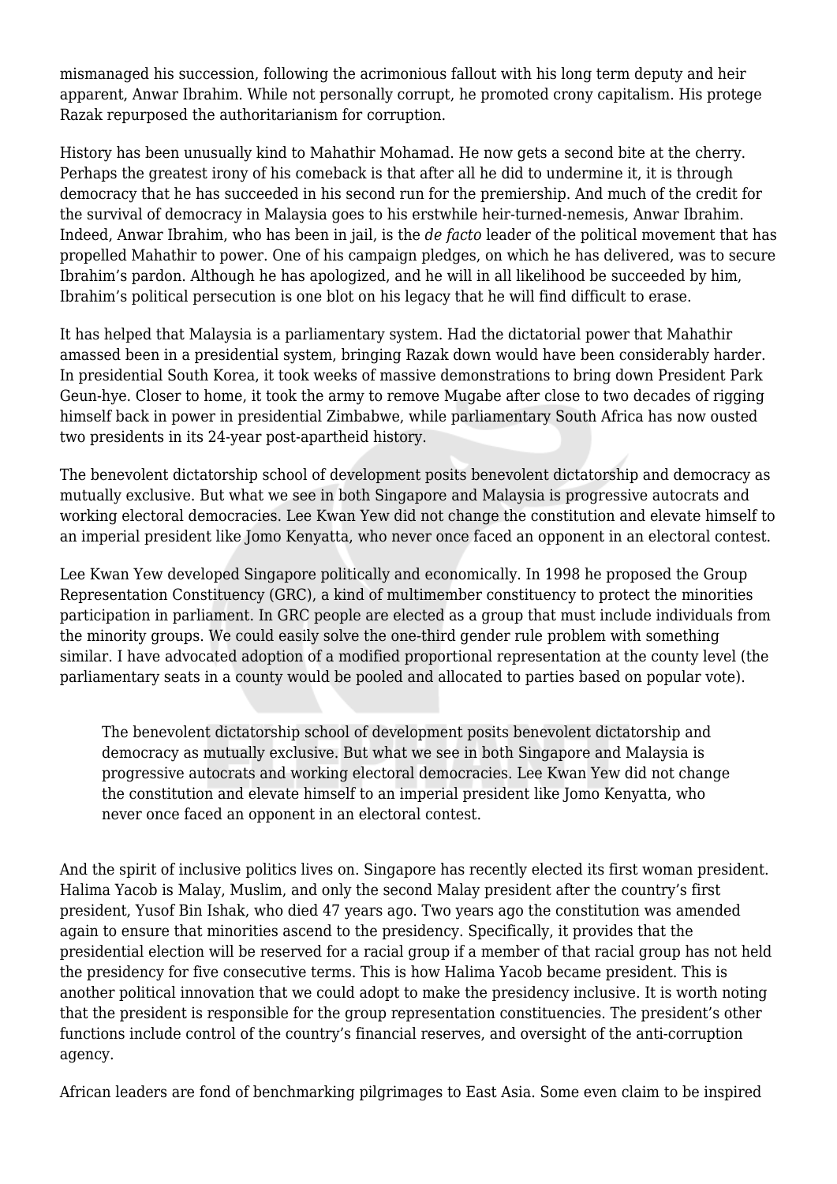mismanaged his succession, following the acrimonious fallout with his long term deputy and heir apparent, Anwar Ibrahim. While not personally corrupt, he promoted crony capitalism. His protege Razak repurposed the authoritarianism for corruption.

History has been unusually kind to Mahathir Mohamad. He now gets a second bite at the cherry. Perhaps the greatest irony of his comeback is that after all he did to undermine it, it is through democracy that he has succeeded in his second run for the premiership. And much of the credit for the survival of democracy in Malaysia goes to his erstwhile heir-turned-nemesis, Anwar Ibrahim. Indeed, Anwar Ibrahim, who has been in jail, is the *de facto* leader of the political movement that has propelled Mahathir to power. One of his campaign pledges, on which he has delivered, was to secure Ibrahim's pardon. Although he has apologized, and he will in all likelihood be succeeded by him, Ibrahim's political persecution is one blot on his legacy that he will find difficult to erase.

It has helped that Malaysia is a parliamentary system. Had the dictatorial power that Mahathir amassed been in a presidential system, bringing Razak down would have been considerably harder. In presidential South Korea, it took weeks of massive demonstrations to bring down President Park Geun-hye. Closer to home, it took the army to remove Mugabe after close to two decades of rigging himself back in power in presidential Zimbabwe, while parliamentary South Africa has now ousted two presidents in its 24-year post-apartheid history.

The benevolent dictatorship school of development posits benevolent dictatorship and democracy as mutually exclusive. But what we see in both Singapore and Malaysia is progressive autocrats and working electoral democracies. Lee Kwan Yew did not change the constitution and elevate himself to an imperial president like Jomo Kenyatta, who never once faced an opponent in an electoral contest.

Lee Kwan Yew developed Singapore politically and economically. In 1998 he proposed the Group Representation Constituency (GRC), a kind of multimember constituency to protect the minorities participation in parliament. In GRC people are elected as a group that must include individuals from the minority groups. We could easily solve the one-third gender rule problem with something similar. I have advocated adoption of a modified proportional representation at the county level (the parliamentary seats in a county would be pooled and allocated to parties based on popular vote).

> The benevolent dictatorship school of development posits benevolent dictatorship and democracy as mutually exclusive. But what we see in both Singapore and Malaysia is progressive autocrats and working electoral democracies. Lee Kwan Yew did not change the constitution and elevate himself to an imperial president like Jomo Kenyatta, who never once faced an opponent in an electoral contest.

And the spirit of inclusive politics lives on. Singapore has recently elected its first woman president. Halima Yacob is Malay, Muslim, and only the second Malay president after the country's first president, Yusof Bin Ishak, who died 47 years ago. Two years ago the constitution was amended again to ensure that minorities ascend to the presidency. Specifically, it provides that the presidential election will be reserved for a racial group if a member of that racial group has not held the presidency for five consecutive terms. This is how Halima Yacob became president. This is another political innovation that we could adopt to make the presidency inclusive. It is worth noting that the president is responsible for the group representation constituencies. The president's other functions include control of the country's financial reserves, and oversight of the anti-corruption agency.

African leaders are fond of benchmarking pilgrimages to East Asia. Some even claim to be inspired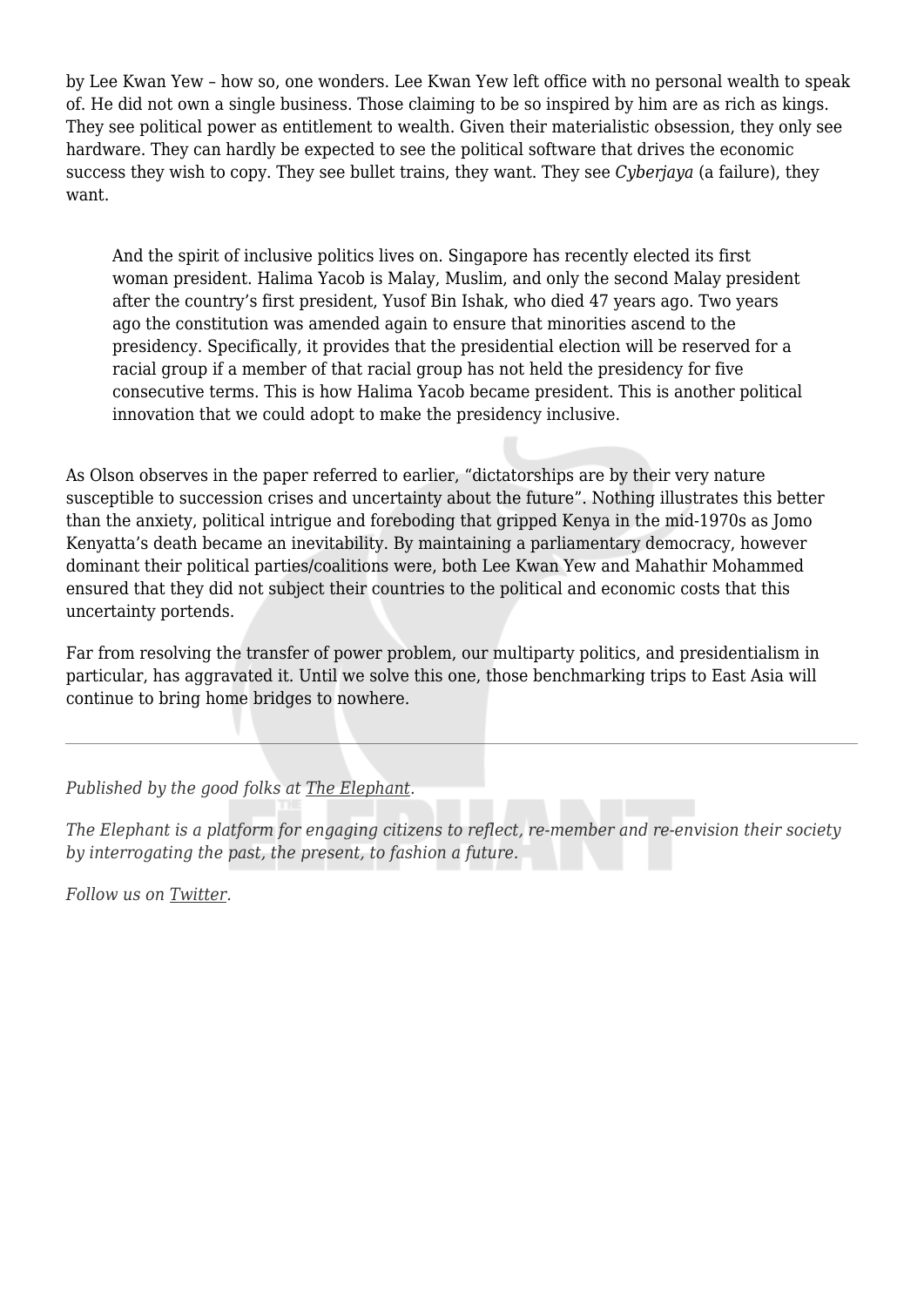by Lee Kwan Yew – how so, one wonders. Lee Kwan Yew left office with no personal wealth to speak of. He did not own a single business. Those claiming to be so inspired by him are as rich as kings. They see political power as entitlement to wealth. Given their materialistic obsession, they only see hardware. They can hardly be expected to see the political software that drives the economic success they wish to copy. They see bullet trains, they want. They see *Cyberjaya* (a failure), they want.

> And the spirit of inclusive politics lives on. Singapore has recently elected its first woman president. Halima Yacob is Malay, Muslim, and only the second Malay president after the country's first president, Yusof Bin Ishak, who died 47 years ago. Two years ago the constitution was amended again to ensure that minorities ascend to the presidency. Specifically, it provides that the presidential election will be reserved for a racial group if a member of that racial group has not held the presidency for five consecutive terms. This is how Halima Yacob became president. This is another political innovation that we could adopt to make the presidency inclusive.

As Olson observes in the paper referred to earlier, "dictatorships are by their very nature susceptible to succession crises and uncertainty about the future". Nothing illustrates this better than the anxiety, political intrigue and foreboding that gripped Kenya in the mid-1970s as Jomo Kenyatta's death became an inevitability. By maintaining a parliamentary democracy, however dominant their political parties/coalitions were, both Lee Kwan Yew and Mahathir Mohammed ensured that they did not subject their countries to the political and economic costs that this uncertainty portends.

Far from resolving the transfer of power problem, our multiparty politics, and presidentialism in particular, has aggravated it. Until we solve this one, those benchmarking trips to East Asia will continue to bring home bridges to nowhere.

---

*Published by the good folks at The Elephant.*

*The Elephant is a platform for engaging citizens to reflect, re-member and re-envision their society by interrogating the past, the present, to fashion a future.*

*Follow us on Twitter.*